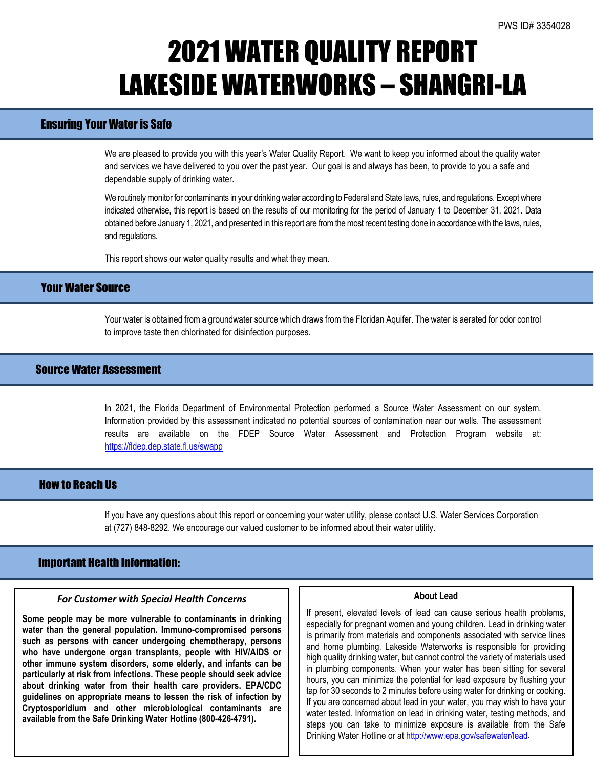PWS ID# 3354028

# 2021 WATER QUALITY REPORT
# LAKESIDE WATERWORKS – SHANGRI-LA

## Ensuring Your Water is Safe

We are pleased to provide you with this year's Water Quality Report. We want to keep you informed about the quality water and services we have delivered to you over the past year. Our goal is and always has been, to provide to you a safe and dependable supply of drinking water.

We routinely monitor for contaminants in your drinking water according to Federal and State laws, rules, and regulations. Except where indicated otherwise, this report is based on the results of our monitoring for the period of January 1 to December 31, 2021. Data obtained before January 1, 2021, and presented in this report are from the most recent testing done in accordance with the laws, rules, and regulations.

This report shows our water quality results and what they mean.

## Your Water Source

Your water is obtained from a groundwater source which draws from the Floridan Aquifer. The water is aerated for odor control to improve taste then chlorinated for disinfection purposes.

## Source Water Assessment

In 2021, the Florida Department of Environmental Protection performed a Source Water Assessment on our system. Information provided by this assessment indicated no potential sources of contamination near our wells. The assessment results are available on the FDEP Source Water Assessment and Protection Program website at: https://fldep.dep.state.fl.us/swapp

## How to Reach Us

If you have any questions about this report or concerning your water utility, please contact U.S. Water Services Corporation at (727) 848-8292. We encourage our valued customer to be informed about their water utility.

## Important Health Information:

### *For Customer with Special Health Concerns*

**Some people may be more vulnerable to contaminants in drinking water than the general population. Immuno-compromised persons such as persons with cancer undergoing chemotherapy, persons who have undergone organ transplants, people with HIV/AIDS or other immune system disorders, some elderly, and infants can be particularly at risk from infections. These people should seek advice about drinking water from their health care providers. EPA/CDC guidelines on appropriate means to lessen the risk of infection by Cryptosporidium and other microbiological contaminants are available from the Safe Drinking Water Hotline (800-426-4791).**

### About Lead

If present, elevated levels of lead can cause serious health problems, especially for pregnant women and young children. Lead in drinking water is primarily from materials and components associated with service lines and home plumbing. Lakeside Waterworks is responsible for providing high quality drinking water, but cannot control the variety of materials used in plumbing components. When your water has been sitting for several hours, you can minimize the potential for lead exposure by flushing your tap for 30 seconds to 2 minutes before using water for drinking or cooking. If you are concerned about lead in your water, you may wish to have your water tested. Information on lead in drinking water, testing methods, and steps you can take to minimize exposure is available from the Safe Drinking Water Hotline or at http://www.epa.gov/safewater/lead.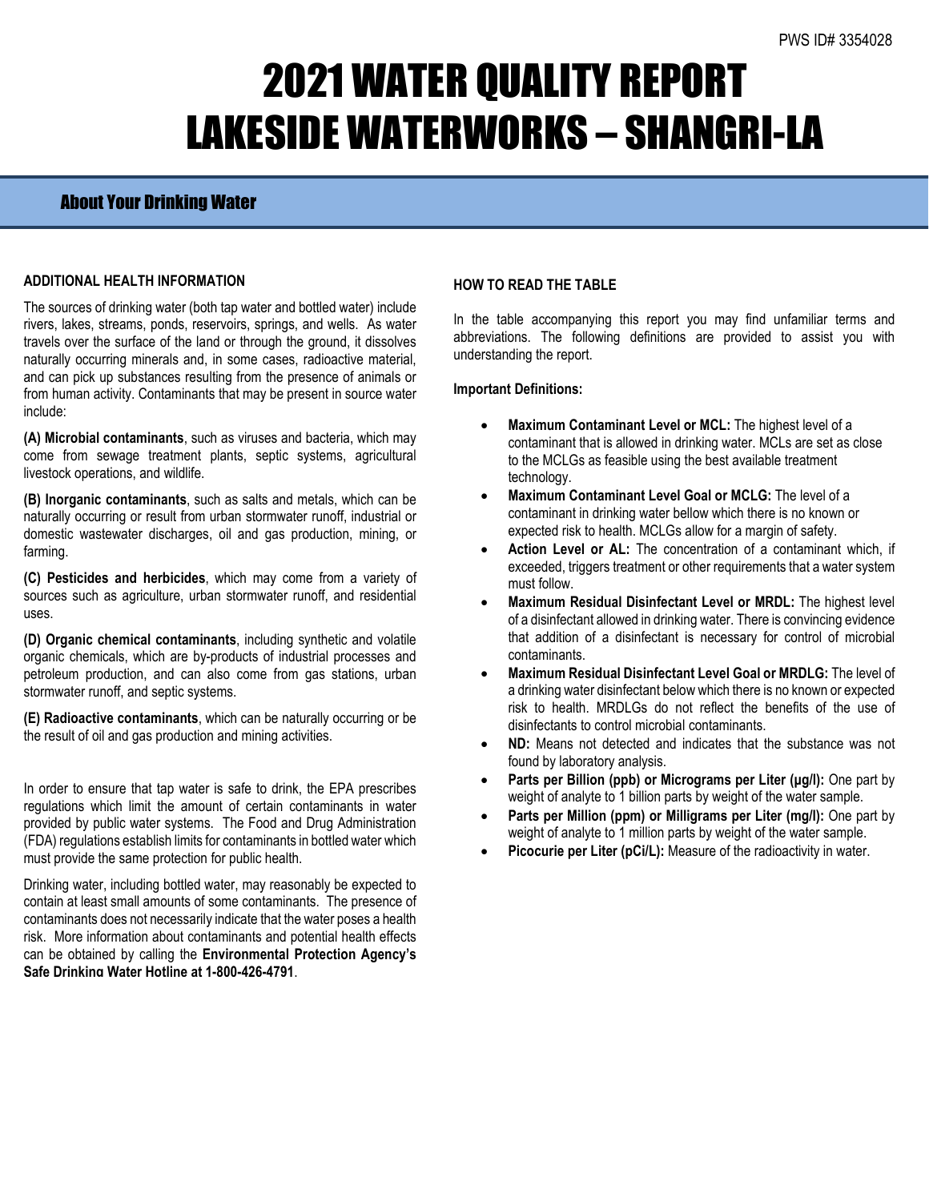PWS ID# 3354028

# 2021 WATER QUALITY REPORT
# LAKESIDE WATERWORKS – SHANGRI-LA

## About Your Drinking Water

### ADDITIONAL HEALTH INFORMATION

The sources of drinking water (both tap water and bottled water) include rivers, lakes, streams, ponds, reservoirs, springs, and wells. As water travels over the surface of the land or through the ground, it dissolves naturally occurring minerals and, in some cases, radioactive material, and can pick up substances resulting from the presence of animals or from human activity. Contaminants that may be present in source water include:

**(A) Microbial contaminants**, such as viruses and bacteria, which may come from sewage treatment plants, septic systems, agricultural livestock operations, and wildlife.

**(B) Inorganic contaminants**, such as salts and metals, which can be naturally occurring or result from urban stormwater runoff, industrial or domestic wastewater discharges, oil and gas production, mining, or farming.

**(C) Pesticides and herbicides**, which may come from a variety of sources such as agriculture, urban stormwater runoff, and residential uses.

**(D) Organic chemical contaminants**, including synthetic and volatile organic chemicals, which are by-products of industrial processes and petroleum production, and can also come from gas stations, urban stormwater runoff, and septic systems.

**(E) Radioactive contaminants**, which can be naturally occurring or be the result of oil and gas production and mining activities.

In order to ensure that tap water is safe to drink, the EPA prescribes regulations which limit the amount of certain contaminants in water provided by public water systems. The Food and Drug Administration (FDA) regulations establish limits for contaminants in bottled water which must provide the same protection for public health.

Drinking water, including bottled water, may reasonably be expected to contain at least small amounts of some contaminants. The presence of contaminants does not necessarily indicate that the water poses a health risk. More information about contaminants and potential health effects can be obtained by calling the **Environmental Protection Agency's Safe Drinking Water Hotline at 1-800-426-4791**.

### HOW TO READ THE TABLE

In the table accompanying this report you may find unfamiliar terms and abbreviations. The following definitions are provided to assist you with understanding the report.

**Important Definitions:**

- **Maximum Contaminant Level or MCL:** The highest level of a contaminant that is allowed in drinking water. MCLs are set as close to the MCLGs as feasible using the best available treatment technology.
- **Maximum Contaminant Level Goal or MCLG:** The level of a contaminant in drinking water bellow which there is no known or expected risk to health. MCLGs allow for a margin of safety.
- **Action Level or AL:** The concentration of a contaminant which, if exceeded, triggers treatment or other requirements that a water system must follow.
- **Maximum Residual Disinfectant Level or MRDL:** The highest level of a disinfectant allowed in drinking water. There is convincing evidence that addition of a disinfectant is necessary for control of microbial contaminants.
- **Maximum Residual Disinfectant Level Goal or MRDLG:** The level of a drinking water disinfectant below which there is no known or expected risk to health. MRDLGs do not reflect the benefits of the use of disinfectants to control microbial contaminants.
- **ND:** Means not detected and indicates that the substance was not found by laboratory analysis.
- **Parts per Billion (ppb) or Micrograms per Liter (µg/l):** One part by weight of analyte to 1 billion parts by weight of the water sample.
- **Parts per Million (ppm) or Milligrams per Liter (mg/l):** One part by weight of analyte to 1 million parts by weight of the water sample.
- **Picocurie per Liter (pCi/L):** Measure of the radioactivity in water.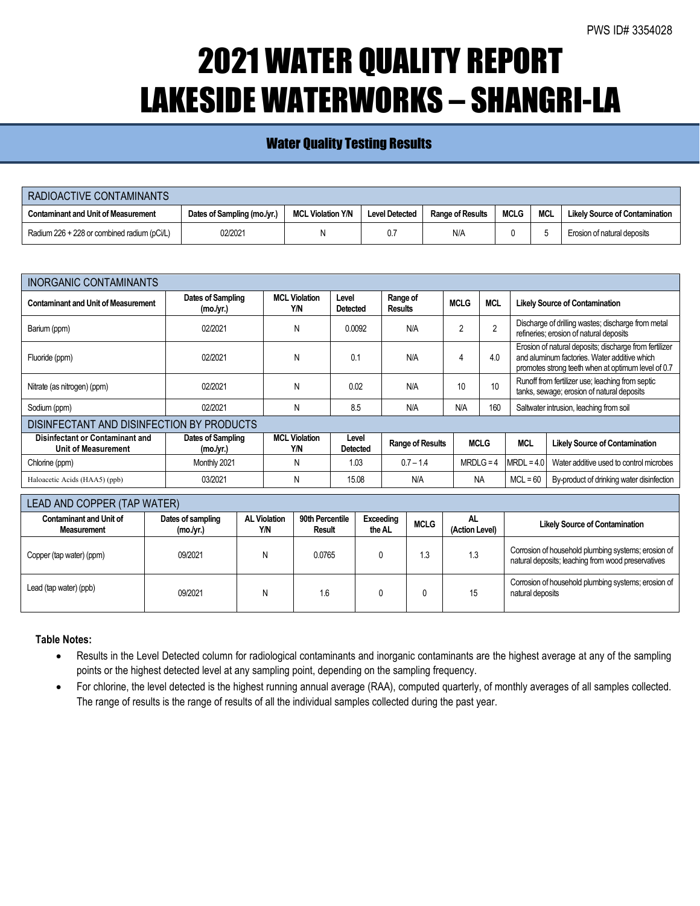PWS ID# 3354028

# 2021 WATER QUALITY REPORT LAKESIDE WATERWORKS – SHANGRI-LA

## Water Quality Testing Results

| RADIOACTIVE CONTAMINANTS | | | | | | | |
|---|---|---|---|---|---|---|---|
| **Contaminant and Unit of Measurement** | **Dates of Sampling (mo./yr.)** | **MCL Violation Y/N** | **Level Detected** | **Range of Results** | **MCLG** | **MCL** | **Likely Source of Contamination** |
| Radium 226 + 228 or combined radium (pCi/L) | 02/2021 | N | 0.7 | N/A | 0 | 5 | Erosion of natural deposits |

| INORGANIC CONTAMINANTS | | | | | | | |
|---|---|---|---|---|---|---|---|
| **Contaminant and Unit of Measurement** | **Dates of Sampling (mo./yr.)** | **MCL Violation Y/N** | **Level Detected** | **Range of Results** | **MCLG** | **MCL** | **Likely Source of Contamination** |
| Barium (ppm) | 02/2021 | N | 0.0092 | N/A | 2 | 2 | Discharge of drilling wastes; discharge from metal refineries; erosion of natural deposits |
| Fluoride (ppm) | 02/2021 | N | 0.1 | N/A | 4 | 4.0 | Erosion of natural deposits; discharge from fertilizer and aluminum factories. Water additive which promotes strong teeth when at optimum level of 0.7 |
| Nitrate (as nitrogen) (ppm) | 02/2021 | N | 0.02 | N/A | 10 | 10 | Runoff from fertilizer use; leaching from septic tanks, sewage; erosion of natural deposits |
| Sodium (ppm) | 02/2021 | N | 8.5 | N/A | N/A | 160 | Saltwater intrusion, leaching from soil |

| DISINFECTANT AND DISINFECTION BY PRODUCTS | | | | | | | |
|---|---|---|---|---|---|---|---|
| **Disinfectant or Contaminant and Unit of Measurement** | **Dates of Sampling (mo./yr.)** | **MCL Violation Y/N** | **Level Detected** | **Range of Results** | **MCLG** | **MCL** | **Likely Source of Contamination** |
| Chlorine (ppm) | Monthly 2021 | N | 1.03 | 0.7 – 1.4 | MRDLG = 4 | MRDL = 4.0 | Water additive used to control microbes |
| Haloacetic Acids (HAA5) (ppb) | 03/2021 | N | 15.08 | N/A | NA | MCL = 60 | By-product of drinking water disinfection |

| LEAD AND COPPER (TAP WATER) | | | | | | | |
|---|---|---|---|---|---|---|---|
| **Contaminant and Unit of Measurement** | **Dates of sampling (mo./yr.)** | **AL Violation Y/N** | **90th Percentile Result** | **Exceeding the AL** | **MCLG** | **AL (Action Level)** | **Likely Source of Contamination** |
| Copper (tap water) (ppm) | 09/2021 | N | 0.0765 | 0 | 1.3 | 1.3 | Corrosion of household plumbing systems; erosion of natural deposits; leaching from wood preservatives |
| Lead (tap water) (ppb) | 09/2021 | N | 1.6 | 0 | 0 | 15 | Corrosion of household plumbing systems; erosion of natural deposits |

**Table Notes:**

- Results in the Level Detected column for radiological contaminants and inorganic contaminants are the highest average at any of the sampling points or the highest detected level at any sampling point, depending on the sampling frequency.
- For chlorine, the level detected is the highest running annual average (RAA), computed quarterly, of monthly averages of all samples collected. The range of results is the range of results of all the individual samples collected during the past year.